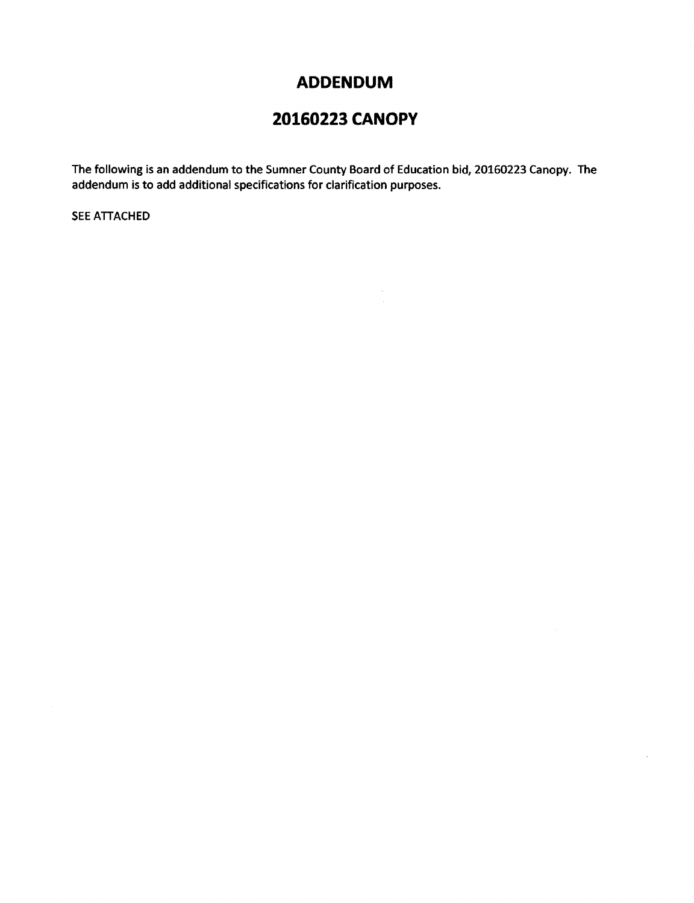# ADDENDUM

# 20160223 CANOPY

The following is an addendum to the Sumner County Board of Education bid, 20160223 Canopy. The addendum is to add additional specifications for clarification purposes.

SEE ATTACHED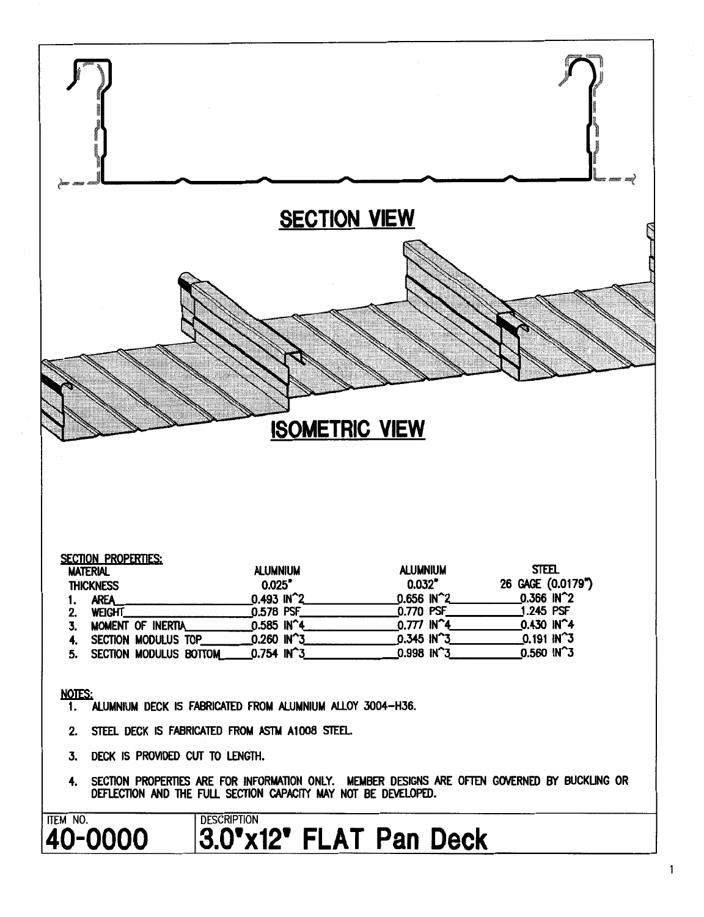## SECTION VIEW

## ISOMETRIC VIEW

SECTION PROPERTIES:

| MATERIAL | ALUMNIUM | ALUMNIUM | STEEL |
|---|---|---|---|
| THICKNESS | 0.025" | 0.032" | 26 GAGE (0.0179") |
| 1. AREA | 0.493 IN^2 | 0.656 IN^2 | 0.366 IN^2 |
| 2. WEIGHT | 0.578 PSF | 0.770 PSF | 1.245 PSF |
| 3. MOMENT OF INERTIA | 0.585 IN^4 | 0.777 IN^4 | 0.430 IN^4 |
| 4. SECTION MODULUS TOP | 0.260 IN^3 | 0.345 IN^3 | 0.191 IN^3 |
| 5. SECTION MODULUS BOTTOM | 0.754 IN^3 | 0.998 IN^3 | 0.560 IN^3 |

NOTES:

1. ALUMNIUM DECK IS FABRICATED FROM ALUMNIUM ALLOY 3004-H36.
2. STEEL DECK IS FABRICATED FROM ASTM A1008 STEEL.
3. DECK IS PROVIDED CUT TO LENGTH.
4. SECTION PROPERTIES ARE FOR INFORMATION ONLY. MEMBER DESIGNS ARE OFTEN GOVERNED BY BUCKLING OR DEFLECTION AND THE FULL SECTION CAPACITY MAY NOT BE DEVELOPED.

| ITEM NO. | DESCRIPTION |
|---|---|
| **40-0000** | **3.0"x12" FLAT Pan Deck** |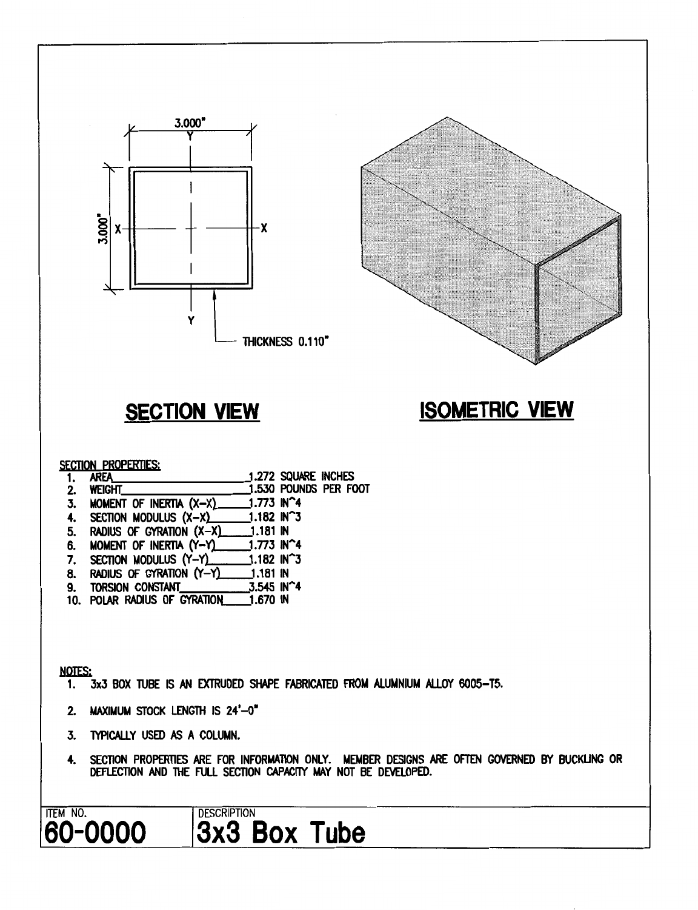3.000"

3.000"

THICKNESS 0.110"

## SECTION VIEW

## ISOMETRIC VIEW

SECTION PROPERTIES:

1. AREA 1.272 SQUARE INCHES
2. WEIGHT 1.530 POUNDS PER FOOT
3. MOMENT OF INERTIA (X-X) 1.773 IN^4
4. SECTION MODULUS (X-X) 1.182 IN^3
5. RADIUS OF GYRATION (X-X) 1.181 IN
6. MOMENT OF INERTIA (Y-Y) 1.773 IN^4
7. SECTION MODULUS (Y-Y) 1.182 IN^3
8. RADIUS OF GYRATION (Y-Y) 1.181 IN
9. TORSION CONSTANT 3.545 IN^4
10. POLAR RADIUS OF GYRATION 1.670 IN

NOTES:

1. 3x3 BOX TUBE IS AN EXTRUDED SHAPE FABRICATED FROM ALUMNIUM ALLOY 6005-T5.
2. MAXIMUM STOCK LENGTH IS 24'-0"
3. TYPICALLY USED AS A COLUMN.
4. SECTION PROPERTIES ARE FOR INFORMATION ONLY. MEMBER DESIGNS ARE OFTEN GOVERNED BY BUCKLING OR DEFLECTION AND THE FULL SECTION CAPACITY MAY NOT BE DEVELOPED.

| ITEM NO. | DESCRIPTION |
|---|---|
| **60-0000** | **3x3 Box Tube** |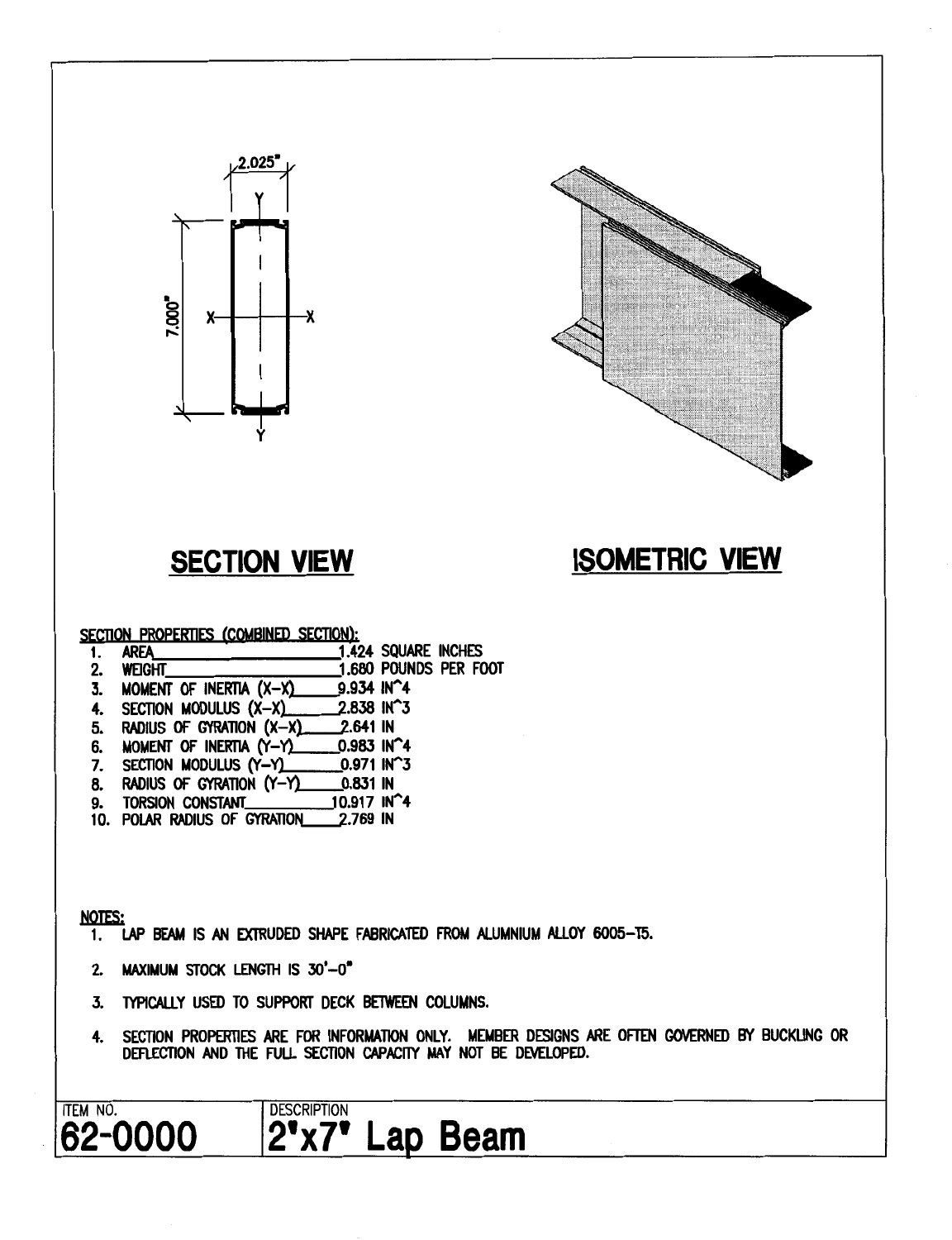2.025"

Y

7.000"

X — X

Y

## SECTION VIEW

## ISOMETRIC VIEW

SECTION PROPERTIES (COMBINED SECTION):

1. AREA 1.424 SQUARE INCHES
2. WEIGHT 1.680 POUNDS PER FOOT
3. MOMENT OF INERTIA (X–X) 9.934 IN^4
4. SECTION MODULUS (X–X) 2.838 IN^3
5. RADIUS OF GYRATION (X–X) 2.641 IN
6. MOMENT OF INERTIA (Y–Y) 0.983 IN^4
7. SECTION MODULUS (Y–Y) 0.971 IN^3
8. RADIUS OF GYRATION (Y–Y) 0.831 IN
9. TORSION CONSTANT 10.917 IN^4
10. POLAR RADIUS OF GYRATION 2.769 IN

NOTES:

1. LAP BEAM IS AN EXTRUDED SHAPE FABRICATED FROM ALUMNIUM ALLOY 6005–T5.
2. MAXIMUM STOCK LENGTH IS 30'–0"
3. TYPICALLY USED TO SUPPORT DECK BETWEEN COLUMNS.
4. SECTION PROPERTIES ARE FOR INFORMATION ONLY. MEMBER DESIGNS ARE OFTEN GOVERNED BY BUCKLING OR DEFLECTION AND THE FULL SECTION CAPACITY MAY NOT BE DEVELOPED.

| ITEM NO. | DESCRIPTION |
| --- | --- |
| **62-0000** | **2"x7" Lap Beam** |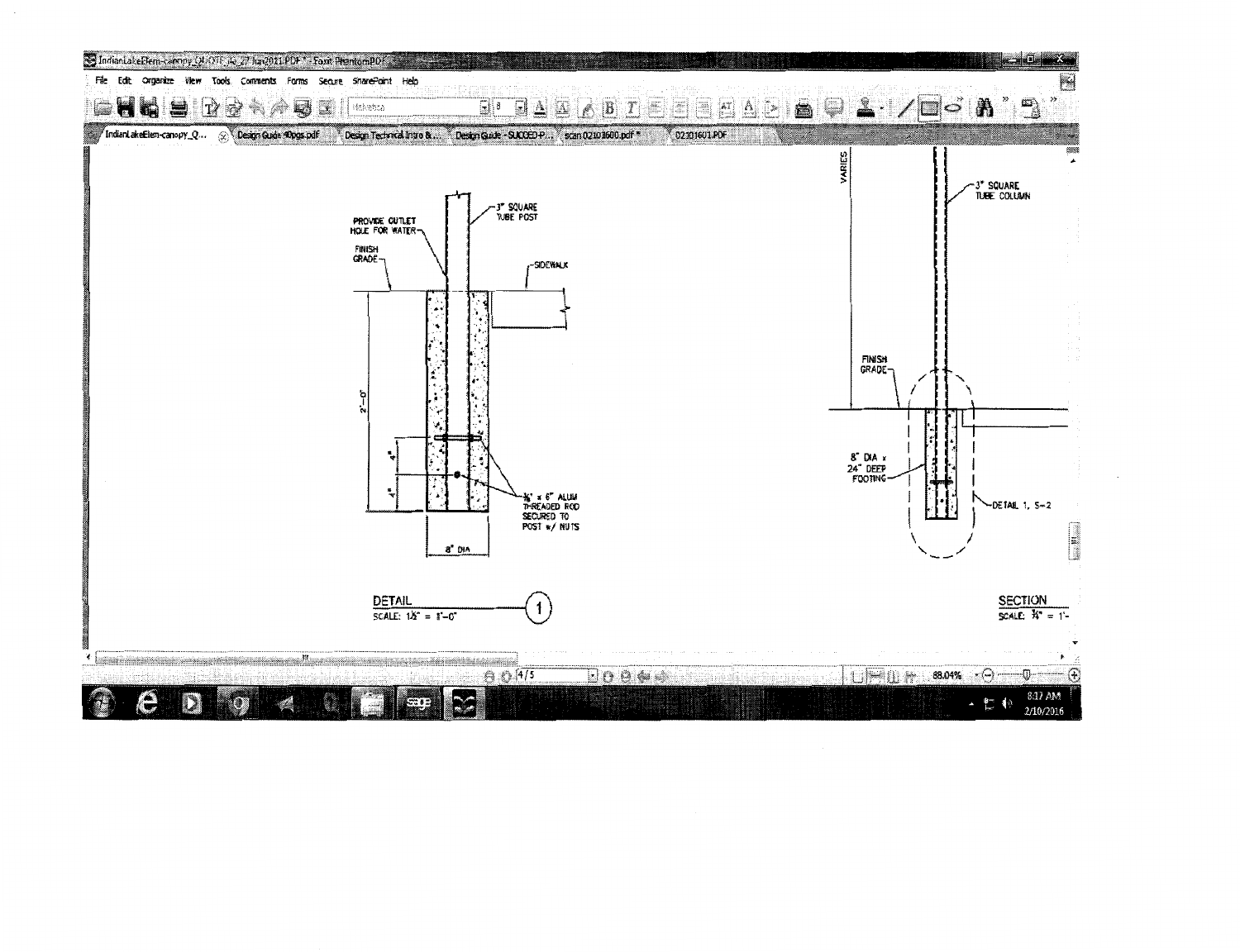IndianLakeElem-canopy_QUOTE_dc_27Jun2011.PDF * - Foxit PhantomPDF

File Edit Organize View Tools Comments Forms Secure SharePoint Help

IndianLakeElem-canopy_Q... | Design Guide 40pgs.pdf | Design Technical Intro &... | Design Guide - SUCCEED-P... | scan 02103600.pdf * | 02101601.PDF

PROVIDE OUTLET HOLE FOR WATER

3" SQUARE TUBE POST

FINISH GRADE

SIDEWALK

2'-0"

4"

4"

3/8" x 6" ALUM THREADED ROD SECURED TO POST w/ NUTS

8" DIA

**DETAIL** (1)

SCALE: 1 1/2" = 1'-0"

VARIES

3" SQUARE TUBE COLUMN

FINISH GRADE

8" DIA x 24" DEEP FOOTING

DETAIL 1, S-2

**SECTION**

SCALE: 3/4" = 1'-

4/5

88.04%

8:17 AM

2/10/2016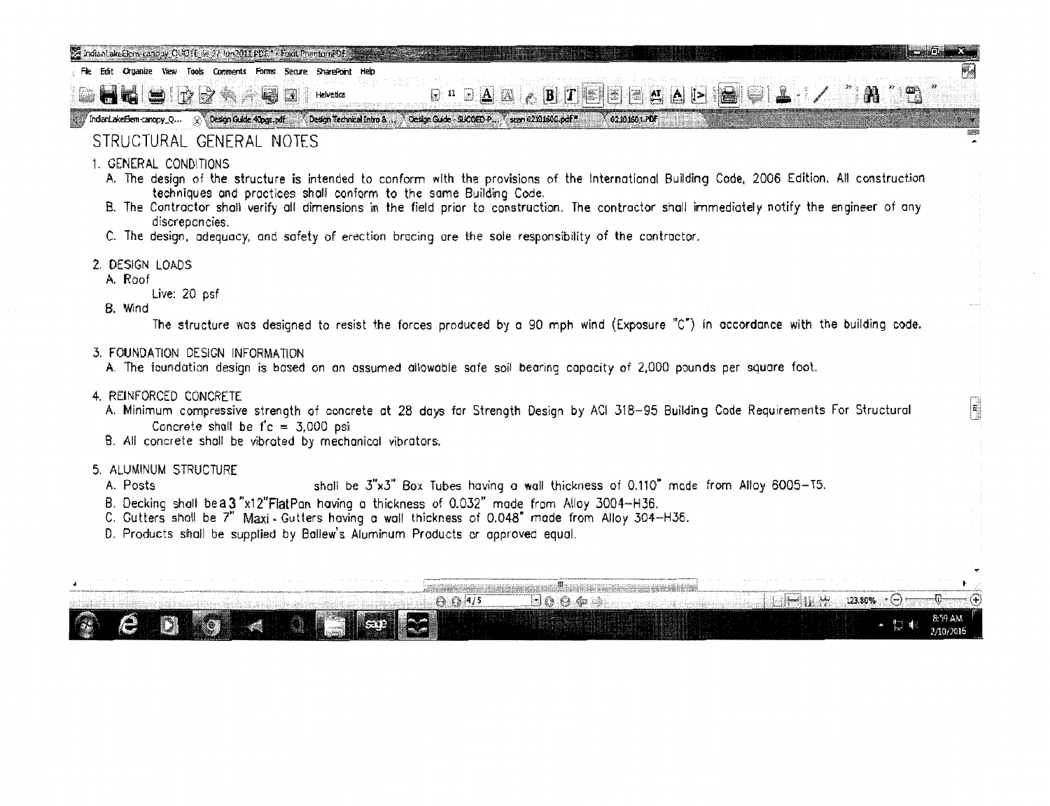# STRUCTURAL GENERAL NOTES

1. GENERAL CONDITIONS
   - A. The design of the structure is intended to conform with the provisions of the International Building Code, 2006 Edition. All construction techniques and practices shall conform to the same Building Code.
   - B. The Contractor shall verify all dimensions in the field prior to construction. The contractor shall immediately notify the engineer of any discrepancies.
   - C. The design, adequacy, and safety of erection bracing are the sole responsibility of the contractor.

2. DESIGN LOADS
   - A. Roof
     Live: 20 psf
   - B. Wind
     The structure was designed to resist the forces produced by a 90 mph wind (Exposure "C") in accordance with the building code.

3. FOUNDATION DESIGN INFORMATION
   - A. The foundation design is based on an assumed allowable safe soil bearing capacity of 2,000 pounds per square foot.

4. REINFORCED CONCRETE
   - A. Minimum compressive strength of concrete at 28 days for Strength Design by ACI 318-95 Building Code Requirements For Structural Concrete shall be f'c = 3,000 psi
   - B. All concrete shall be vibrated by mechanical vibrators.

5. ALUMINUM STRUCTURE
   - A. Posts shall be 3"x3" Box Tubes having a wall thickness of 0.110" made from Alloy 6005-T5.
   - B. Decking shall be a 3"x12" Flat Pan having a thickness of 0.032" made from Alloy 3004-H36.
   - C. Gutters shall be 7" Maxi-Gutters having a wall thickness of 0.048" made from Alloy 304-H36.
   - D. Products shall be supplied by Ballew's Aluminum Products or approved equal.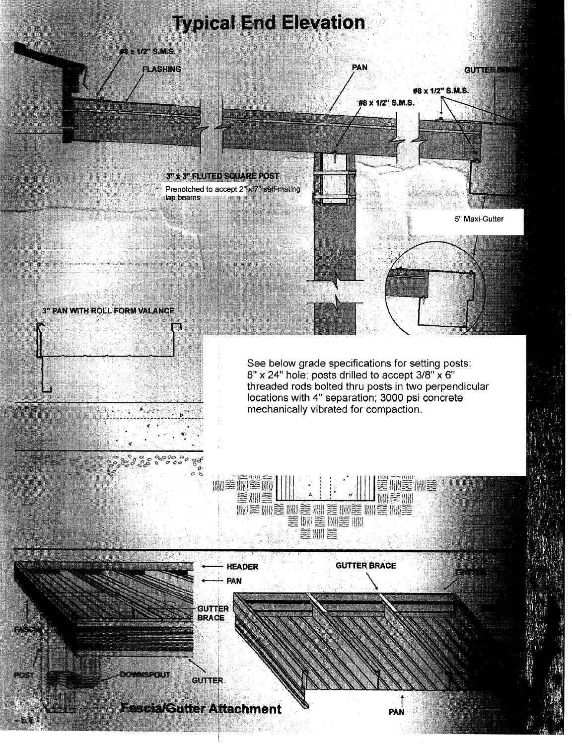# Typical End Elevation

#8 x 1/2" S.M.S.

FLASHING

PAN

GUTTER BRACE

#8 x 1/2" S.M.S.

#8 x 1/2" S.M.S.

3" x 3" FLUTED SQUARE POST

Prenotched to accept 2" x 7" self-mating lap beams

5" Maxi-Gutter

3" PAN WITH ROLL FORM VALANCE

See below grade specifications for setting posts: 8" x 24" hole; posts drilled to accept 3/8" x 6" threaded rods bolted thru posts in two perpendicular locations with 4" separation; 3000 psi concrete mechanically vibrated for compaction.

HEADER

PAN

GUTTER BRACE

GUTTER

GUTTER BRACE

FASCIA

POST

DOWNSPOUT

GUTTER

PAN

## Fascia/Gutter Attachment